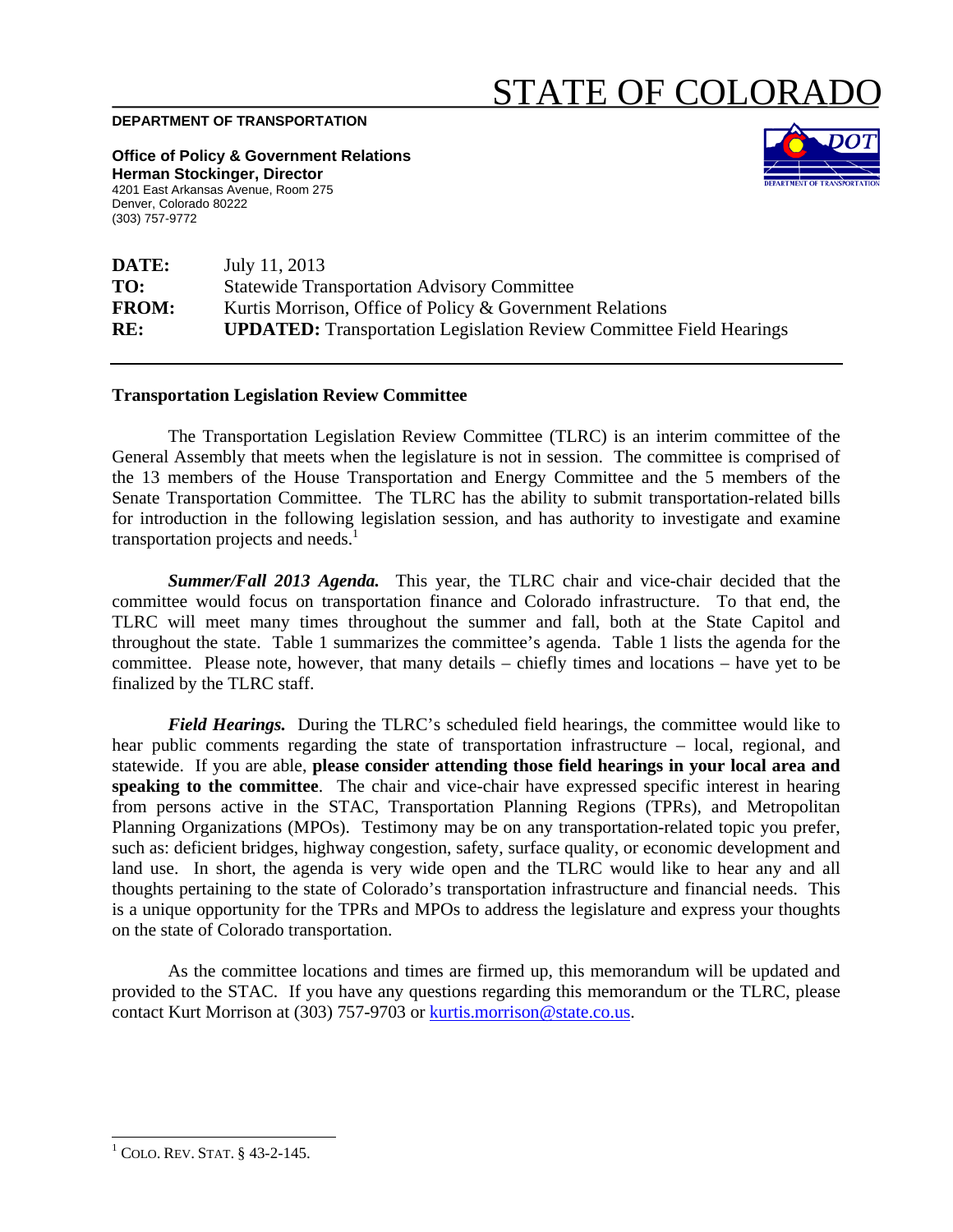# STATE OF COLORADO

**DEPARTMENT OF TRANSPORTATION**

**Office of Policy & Government Relations**
**Herman Stockinger, Director**
4201 East Arkansas Avenue, Room 275
Denver, Colorado 80222
(303) 757-9772

| | |
|---|---|
| **DATE:** | July 11, 2013 |
| **TO:** | Statewide Transportation Advisory Committee |
| **FROM:** | Kurtis Morrison, Office of Policy & Government Relations |
| **RE:** | **UPDATED:** Transportation Legislation Review Committee Field Hearings |

---

**Transportation Legislation Review Committee**

The Transportation Legislation Review Committee (TLRC) is an interim committee of the General Assembly that meets when the legislature is not in session. The committee is comprised of the 13 members of the House Transportation and Energy Committee and the 5 members of the Senate Transportation Committee. The TLRC has the ability to submit transportation-related bills for introduction in the following legislation session, and has authority to investigate and examine transportation projects and needs.[1]

***Summer/Fall 2013 Agenda.*** This year, the TLRC chair and vice-chair decided that the committee would focus on transportation finance and Colorado infrastructure. To that end, the TLRC will meet many times throughout the summer and fall, both at the State Capitol and throughout the state. Table 1 summarizes the committee's agenda. Table 1 lists the agenda for the committee. Please note, however, that many details – chiefly times and locations – have yet to be finalized by the TLRC staff.

***Field Hearings.*** During the TLRC's scheduled field hearings, the committee would like to hear public comments regarding the state of transportation infrastructure – local, regional, and statewide. If you are able, **please consider attending those field hearings in your local area and speaking to the committee**. The chair and vice-chair have expressed specific interest in hearing from persons active in the STAC, Transportation Planning Regions (TPRs), and Metropolitan Planning Organizations (MPOs). Testimony may be on any transportation-related topic you prefer, such as: deficient bridges, highway congestion, safety, surface quality, or economic development and land use. In short, the agenda is very wide open and the TLRC would like to hear any and all thoughts pertaining to the state of Colorado's transportation infrastructure and financial needs. This is a unique opportunity for the TPRs and MPOs to address the legislature and express your thoughts on the state of Colorado transportation.

As the committee locations and times are firmed up, this memorandum will be updated and provided to the STAC. If you have any questions regarding this memorandum or the TLRC, please contact Kurt Morrison at (303) 757-9703 or kurtis.morrison@state.co.us.

---

[1] COLO. REV. STAT. § 43-2-145.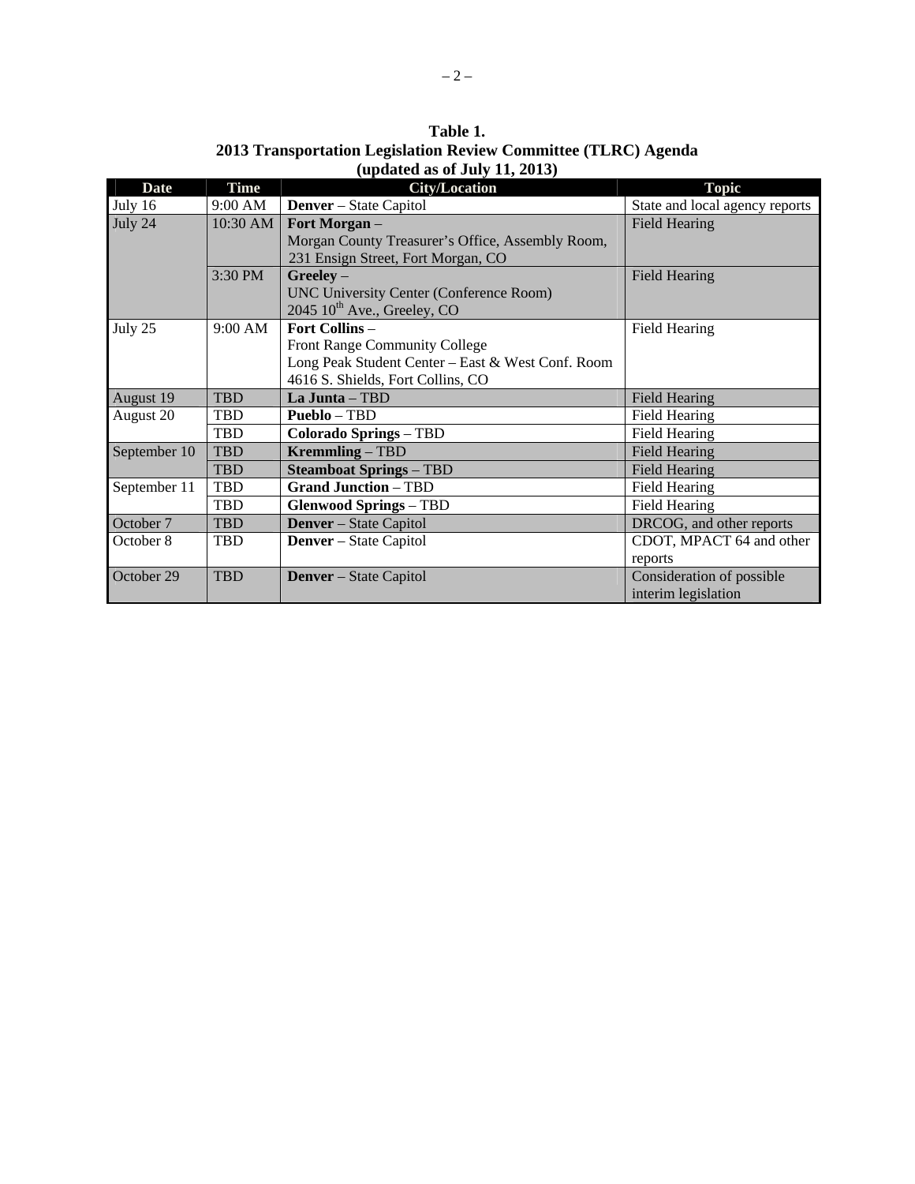**Table 1.**
**2013 Transportation Legislation Review Committee (TLRC) Agenda**
**(updated as of July 11, 2013)**

| Date | Time | City/Location | Topic |
|---|---|---|---|
| July 16 | 9:00 AM | **Denver** – State Capitol | State and local agency reports |
| July 24 | 10:30 AM | **Fort Morgan** – Morgan County Treasurer's Office, Assembly Room, 231 Ensign Street, Fort Morgan, CO | Field Hearing |
| | 3:30 PM | **Greeley** – UNC University Center (Conference Room) 2045 10th Ave., Greeley, CO | Field Hearing |
| July 25 | 9:00 AM | **Fort Collins** – Front Range Community College Long Peak Student Center – East & West Conf. Room 4616 S. Shields, Fort Collins, CO | Field Hearing |
| August 19 | TBD | **La Junta** – TBD | Field Hearing |
| August 20 | TBD | **Pueblo** – TBD | Field Hearing |
| | TBD | **Colorado Springs** – TBD | Field Hearing |
| September 10 | TBD | **Kremmling** – TBD | Field Hearing |
| | TBD | **Steamboat Springs** – TBD | Field Hearing |
| September 11 | TBD | **Grand Junction** – TBD | Field Hearing |
| | TBD | **Glenwood Springs** – TBD | Field Hearing |
| October 7 | TBD | **Denver** – State Capitol | DRCOG, and other reports |
| October 8 | TBD | **Denver** – State Capitol | CDOT, MPACT 64 and other reports |
| October 29 | TBD | **Denver** – State Capitol | Consideration of possible interim legislation |